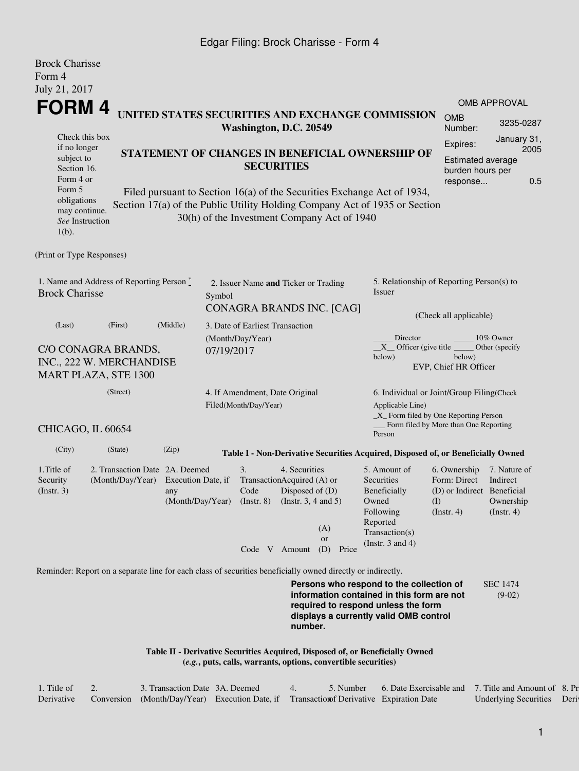Edgar Filing: Brock Charisse - Form 4

Brock Charisse
Form 4
July 21, 2017

# FORM 4

Check this box if no longer subject to Section 16. Form 4 or Form 5 obligations may continue. *See* Instruction 1(b).

**UNITED STATES SECURITIES AND EXCHANGE COMMISSION**
**Washington, D.C. 20549**

**STATEMENT OF CHANGES IN BENEFICIAL OWNERSHIP OF SECURITIES**

Filed pursuant to Section 16(a) of the Securities Exchange Act of 1934, Section 17(a) of the Public Utility Holding Company Act of 1935 or Section 30(h) of the Investment Company Act of 1940

| OMB APPROVAL | |
|---|---|
| OMB Number: | 3235-0287 |
| Expires: | January 31, 2005 |
| Estimated average burden hours per response... | 0.5 |

(Print or Type Responses)

1. Name and Address of Reporting Person *
Brock Charisse

(Last) (First) (Middle)

C/O CONAGRA BRANDS, INC., 222 W. MERCHANDISE MART PLAZA, STE 1300

(Street)

CHICAGO, IL 60654

(City) (State) (Zip)

2. Issuer Name **and** Ticker or Trading Symbol
CONAGRA BRANDS INC. [CAG]

3. Date of Earliest Transaction (Month/Day/Year)
07/19/2017

4. If Amendment, Date Original Filed(Month/Day/Year)

5. Relationship of Reporting Person(s) to Issuer

(Check all applicable)

_____ Director _____ 10% Owner
__X__ Officer (give title below) _____ Other (specify below)
EVP, Chief HR Officer

6. Individual or Joint/Group Filing(Check Applicable Line)
_X_ Form filed by One Reporting Person
___ Form filed by More than One Reporting Person

**Table I - Non-Derivative Securities Acquired, Disposed of, or Beneficially Owned**

| 1.Title of Security (Instr. 3) | 2. Transaction Date (Month/Day/Year) | 2A. Deemed Execution Date, if any (Month/Day/Year) | 3. Transaction Code (Instr. 8) | | 4. Securities Acquired (A) or Disposed of (D) (Instr. 3, 4 and 5) | | | 5. Amount of Securities Beneficially Owned Following Reported Transaction(s) (Instr. 3 and 4) | 6. Ownership Form: Direct (D) or Indirect (I) (Instr. 4) | 7. Nature of Indirect Beneficial Ownership (Instr. 4) |
|---|---|---|---|---|---|---|---|---|---|---|
| | | | Code | V | Amount | (A) or (D) | Price | | | |

Reminder: Report on a separate line for each class of securities beneficially owned directly or indirectly.

**Persons who respond to the collection of information contained in this form are not required to respond unless the form displays a currently valid OMB control number.**

SEC 1474 (9-02)

**Table II - Derivative Securities Acquired, Disposed of, or Beneficially Owned**
**(*e.g.*, puts, calls, warrants, options, convertible securities)**

| 1. Title of Derivative | 2. Conversion | 3. Transaction Date (Month/Day/Year) | 3A. Deemed Execution Date, if | 4. Transaction | 5. Number of Derivative | 6. Date Exercisable and Expiration Date | 7. Title and Amount of Underlying Securities | 8. Pr Deriv |
|---|---|---|---|---|---|---|---|---|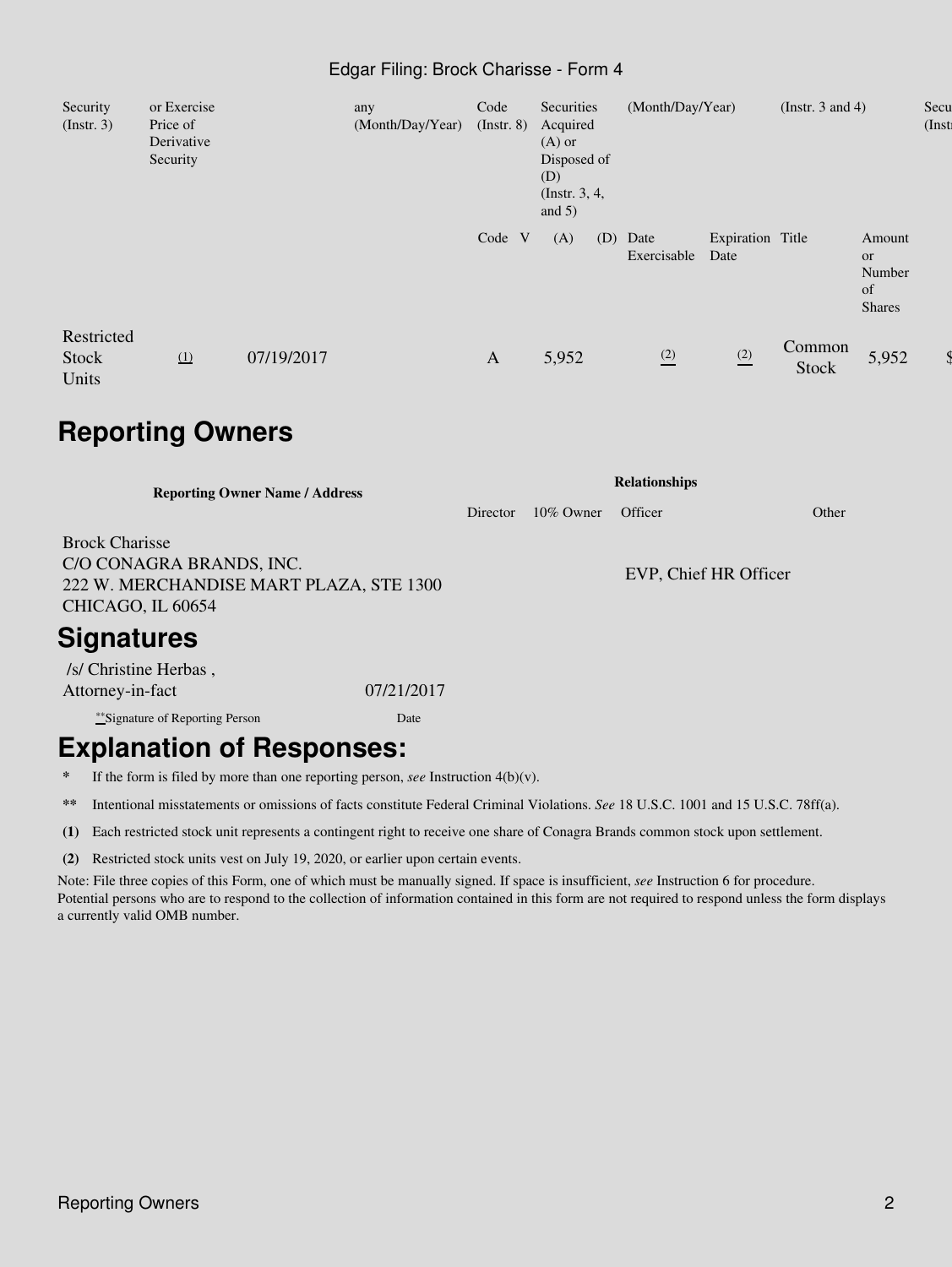| Security (Instr. 3) | or Exercise Price of Derivative Security | | any (Month/Day/Year) | Code (Instr. 8) | | Securities Acquired (A) or Disposed of (D) (Instr. 3, 4, and 5) | | (Month/Day/Year) | | (Instr. 3 and 4) | | Secu (Instr |
|---|---|---|---|---|---|---|---|---|---|---|---|---|
| | | | | Code | V | (A) | (D) | Date Exercisable | Expiration Date | Title | Amount or Number of Shares | |
| Restricted Stock Units | (1) | 07/19/2017 | | A | | 5,952 | | (2) | (2) | Common Stock | 5,952 | $ |

# Reporting Owners

| Reporting Owner Name / Address | Relationships | | | |
|---|---|---|---|---|
| | Director | 10% Owner | Officer | Other |
| Brock Charisse<br>C/O CONAGRA BRANDS, INC.<br>222 W. MERCHANDISE MART PLAZA, STE 1300<br>CHICAGO, IL 60654 | | | EVP, Chief HR Officer | |

# Signatures

| | |
|---|---|
| /s/ Christine Herbas , Attorney-in-fact | 07/21/2017 |
| **Signature of Reporting Person | Date |

# Explanation of Responses:

* If the form is filed by more than one reporting person, *see* Instruction 4(b)(v).

** Intentional misstatements or omissions of facts constitute Federal Criminal Violations. *See* 18 U.S.C. 1001 and 15 U.S.C. 78ff(a).

**(1)** Each restricted stock unit represents a contingent right to receive one share of Conagra Brands common stock upon settlement.

**(2)** Restricted stock units vest on July 19, 2020, or earlier upon certain events.

Note: File three copies of this Form, one of which must be manually signed. If space is insufficient, *see* Instruction 6 for procedure.
Potential persons who are to respond to the collection of information contained in this form are not required to respond unless the form displays a currently valid OMB number.